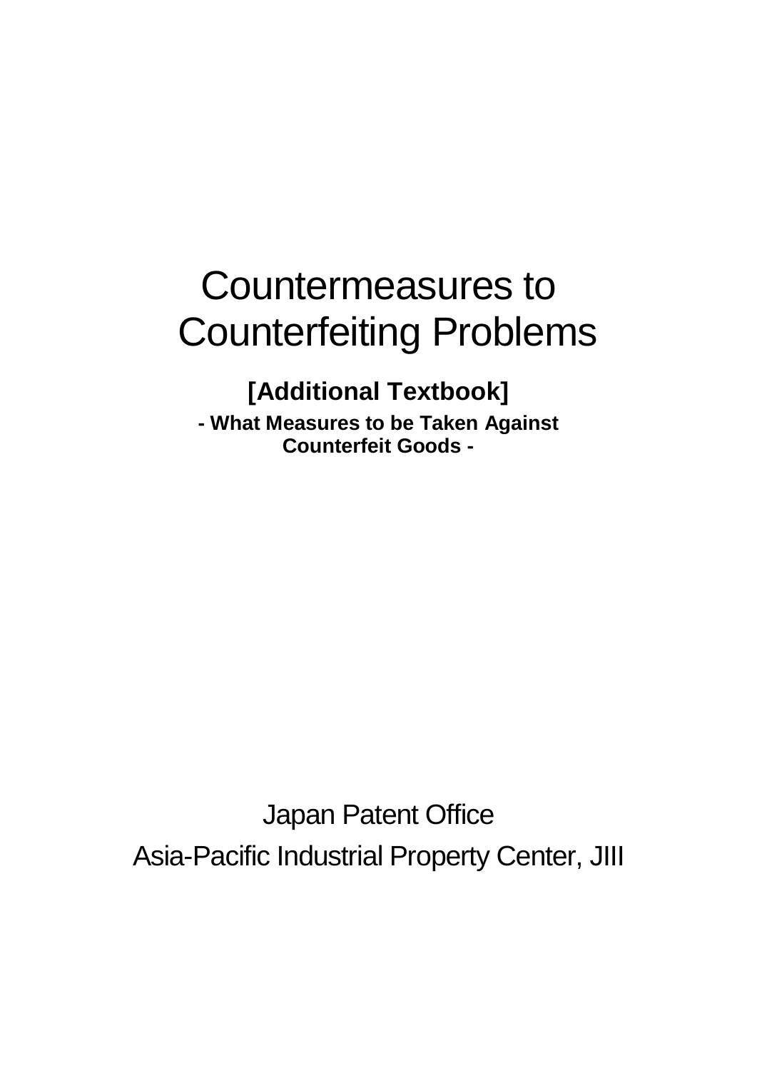# Countermeasures to Counterfeiting Problems

**[Additional Textbook]**

**- What Measures to be Taken Against Counterfeit Goods -**

Japan Patent Office

Asia-Pacific Industrial Property Center, JIII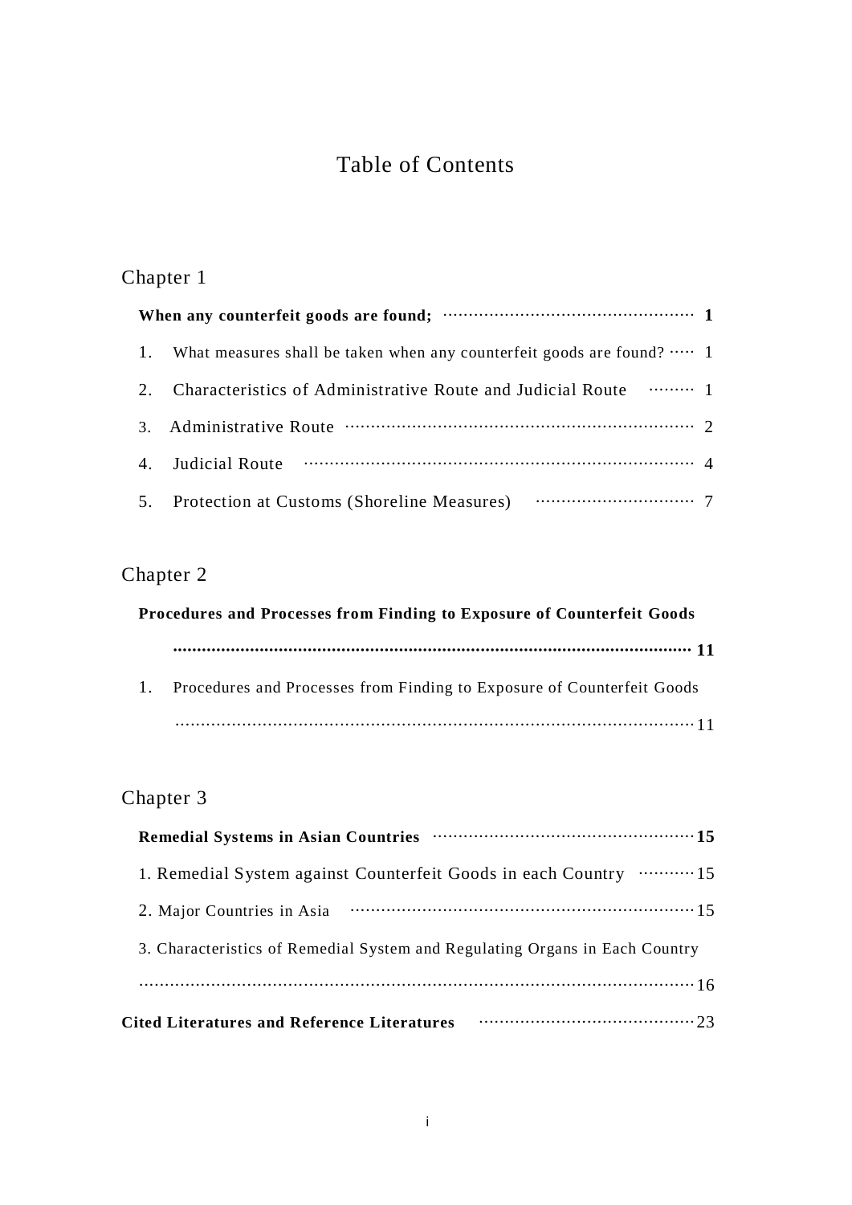# Table of Contents

## Chapter 1

**When any counterfeit goods are found;** ............................................... **1**

1. What measures shall be taken when any counterfeit goods are found? ..... 1
2. Characteristics of Administrative Route and Judicial Route ......... 1
3. Administrative Route ............................................................... 2
4. Judicial Route ........................................................................ 4
5. Protection at Customs (Shoreline Measures) .............................. 7

## Chapter 2

**Procedures and Processes from Finding to Exposure of Counterfeit Goods ............................................................................................................. 11**

1. Procedures and Processes from Finding to Exposure of Counterfeit Goods ............................................................................................................. 11

## Chapter 3

**Remedial Systems in Asian Countries** ............................................... **15**

1. Remedial System against Counterfeit Goods in each Country ........... 15
2. Major Countries in Asia .................................................................. 15
3. Characteristics of Remedial System and Regulating Organs in Each Country ............................................................................................................. 16

**Cited Literatures and Reference Literatures** .......................................... 23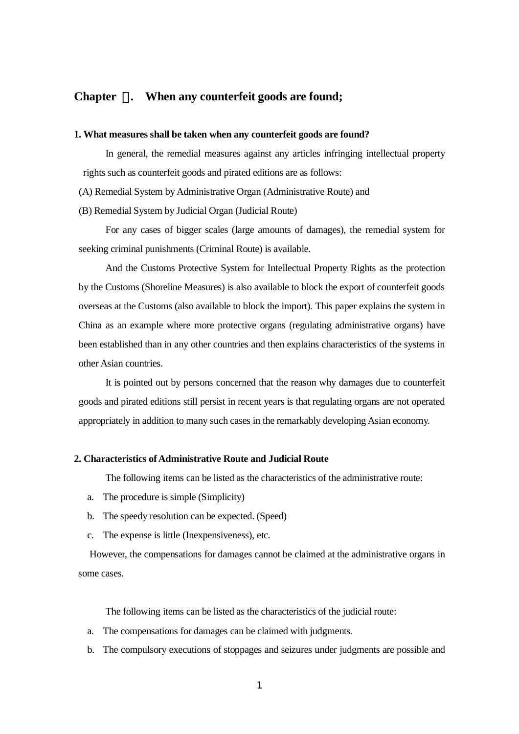## Chapter Ⅰ. When any counterfeit goods are found;

### 1. What measures shall be taken when any counterfeit goods are found?

In general, the remedial measures against any articles infringing intellectual property rights such as counterfeit goods and pirated editions are as follows:

(A) Remedial System by Administrative Organ (Administrative Route) and

(B) Remedial System by Judicial Organ (Judicial Route)

For any cases of bigger scales (large amounts of damages), the remedial system for seeking criminal punishments (Criminal Route) is available.

And the Customs Protective System for Intellectual Property Rights as the protection by the Customs (Shoreline Measures) is also available to block the export of counterfeit goods overseas at the Customs (also available to block the import). This paper explains the system in China as an example where more protective organs (regulating administrative organs) have been established than in any other countries and then explains characteristics of the systems in other Asian countries.

It is pointed out by persons concerned that the reason why damages due to counterfeit goods and pirated editions still persist in recent years is that regulating organs are not operated appropriately in addition to many such cases in the remarkably developing Asian economy.

### 2. Characteristics of Administrative Route and Judicial Route

The following items can be listed as the characteristics of the administrative route:

a. The procedure is simple (Simplicity)
b. The speedy resolution can be expected. (Speed)
c. The expense is little (Inexpensiveness), etc.

However, the compensations for damages cannot be claimed at the administrative organs in some cases.

The following items can be listed as the characteristics of the judicial route:

a. The compensations for damages can be claimed with judgments.
b. The compulsory executions of stoppages and seizures under judgments are possible and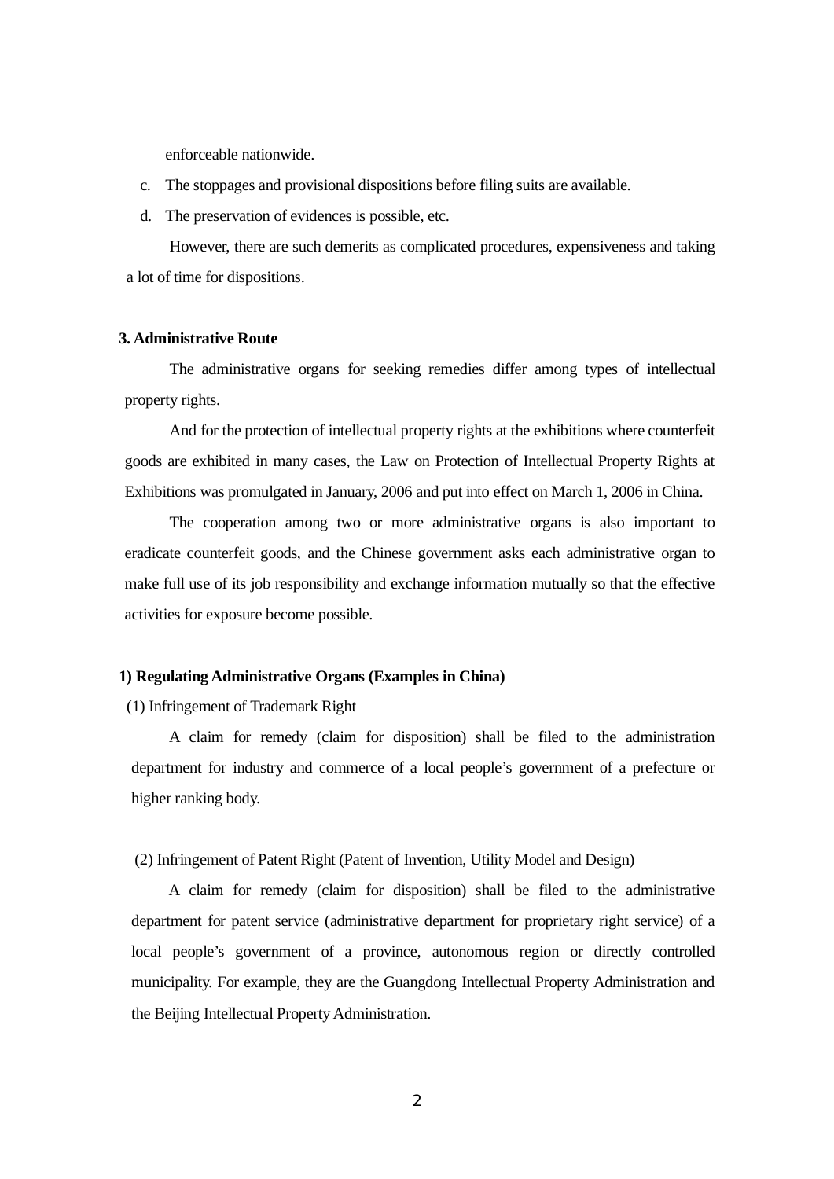enforceable nationwide.

c. The stoppages and provisional dispositions before filing suits are available.

d. The preservation of evidences is possible, etc.

However, there are such demerits as complicated procedures, expensiveness and taking a lot of time for dispositions.

**3. Administrative Route**

The administrative organs for seeking remedies differ among types of intellectual property rights.

And for the protection of intellectual property rights at the exhibitions where counterfeit goods are exhibited in many cases, the Law on Protection of Intellectual Property Rights at Exhibitions was promulgated in January, 2006 and put into effect on March 1, 2006 in China.

The cooperation among two or more administrative organs is also important to eradicate counterfeit goods, and the Chinese government asks each administrative organ to make full use of its job responsibility and exchange information mutually so that the effective activities for exposure become possible.

**1) Regulating Administrative Organs (Examples in China)**

(1) Infringement of Trademark Right

A claim for remedy (claim for disposition) shall be filed to the administration department for industry and commerce of a local people's government of a prefecture or higher ranking body.

(2) Infringement of Patent Right (Patent of Invention, Utility Model and Design)

A claim for remedy (claim for disposition) shall be filed to the administrative department for patent service (administrative department for proprietary right service) of a local people's government of a province, autonomous region or directly controlled municipality. For example, they are the Guangdong Intellectual Property Administration and the Beijing Intellectual Property Administration.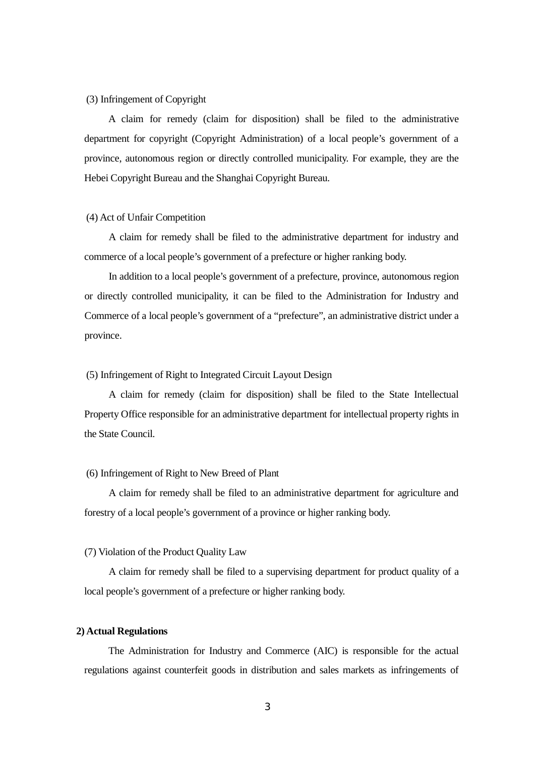(3) Infringement of Copyright

A claim for remedy (claim for disposition) shall be filed to the administrative department for copyright (Copyright Administration) of a local people's government of a province, autonomous region or directly controlled municipality. For example, they are the Hebei Copyright Bureau and the Shanghai Copyright Bureau.

(4) Act of Unfair Competition

A claim for remedy shall be filed to the administrative department for industry and commerce of a local people's government of a prefecture or higher ranking body.

In addition to a local people's government of a prefecture, province, autonomous region or directly controlled municipality, it can be filed to the Administration for Industry and Commerce of a local people's government of a "prefecture", an administrative district under a province.

(5) Infringement of Right to Integrated Circuit Layout Design

A claim for remedy (claim for disposition) shall be filed to the State Intellectual Property Office responsible for an administrative department for intellectual property rights in the State Council.

(6) Infringement of Right to New Breed of Plant

A claim for remedy shall be filed to an administrative department for agriculture and forestry of a local people's government of a province or higher ranking body.

(7) Violation of the Product Quality Law

A claim for remedy shall be filed to a supervising department for product quality of a local people's government of a prefecture or higher ranking body.

**2) Actual Regulations**

The Administration for Industry and Commerce (AIC) is responsible for the actual regulations against counterfeit goods in distribution and sales markets as infringements of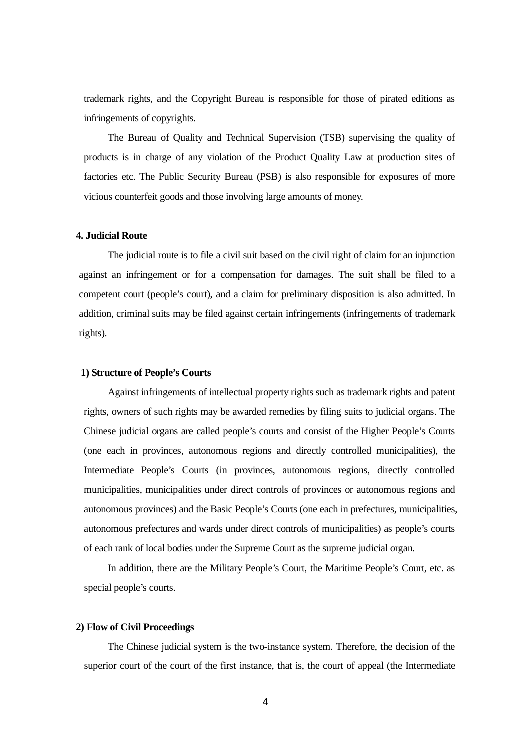trademark rights, and the Copyright Bureau is responsible for those of pirated editions as infringements of copyrights.

The Bureau of Quality and Technical Supervision (TSB) supervising the quality of products is in charge of any violation of the Product Quality Law at production sites of factories etc. The Public Security Bureau (PSB) is also responsible for exposures of more vicious counterfeit goods and those involving large amounts of money.

**4. Judicial Route**

The judicial route is to file a civil suit based on the civil right of claim for an injunction against an infringement or for a compensation for damages. The suit shall be filed to a competent court (people's court), and a claim for preliminary disposition is also admitted. In addition, criminal suits may be filed against certain infringements (infringements of trademark rights).

**1) Structure of People's Courts**

Against infringements of intellectual property rights such as trademark rights and patent rights, owners of such rights may be awarded remedies by filing suits to judicial organs. The Chinese judicial organs are called people's courts and consist of the Higher People's Courts (one each in provinces, autonomous regions and directly controlled municipalities), the Intermediate People's Courts (in provinces, autonomous regions, directly controlled municipalities, municipalities under direct controls of provinces or autonomous regions and autonomous provinces) and the Basic People's Courts (one each in prefectures, municipalities, autonomous prefectures and wards under direct controls of municipalities) as people's courts of each rank of local bodies under the Supreme Court as the supreme judicial organ.

In addition, there are the Military People's Court, the Maritime People's Court, etc. as special people's courts.

**2) Flow of Civil Proceedings**

The Chinese judicial system is the two-instance system. Therefore, the decision of the superior court of the court of the first instance, that is, the court of appeal (the Intermediate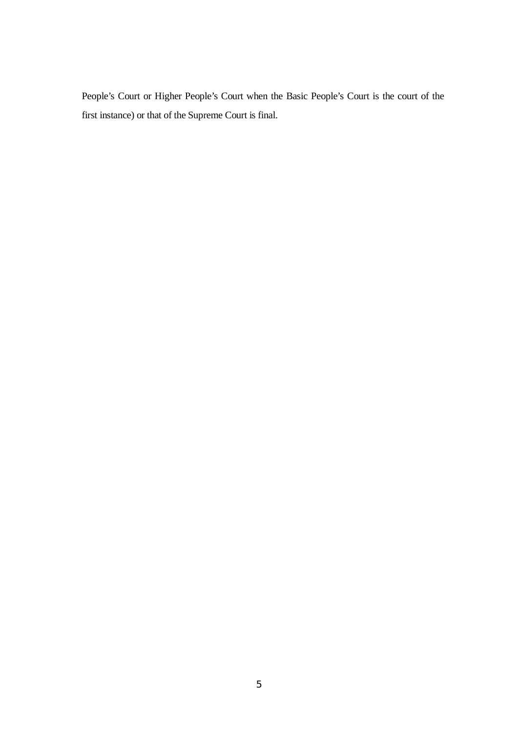People's Court or Higher People's Court when the Basic People's Court is the court of the first instance) or that of the Supreme Court is final.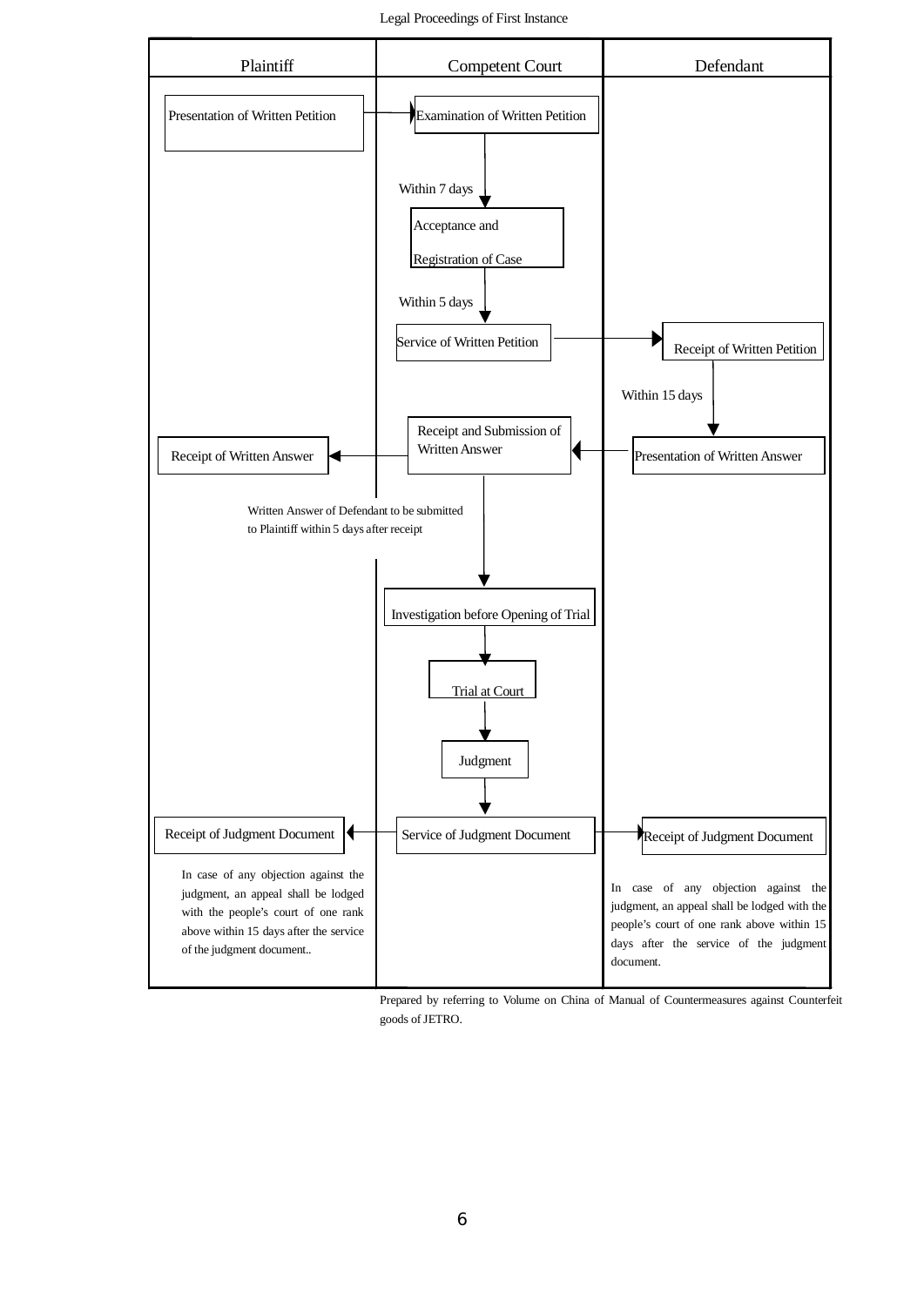# Legal Proceedings of First Instance

| Plaintiff | Competent Court | Defendant |
|---|---|---|
| Presentation of Written Petition → | Examination of Written Petition | |
| | ↓ Within 7 days | |
| | Acceptance and Registration of Case | |
| | ↓ Within 5 days | |
| | Service of Written Petition → | Receipt of Written Petition |
| | | ↓ Within 15 days |
| Receipt of Written Answer | ← Receipt and Submission of Written Answer ← | Presentation of Written Answer |
| Written Answer of Defendant to be submitted to Plaintiff within 5 days after receipt | | |
| | ↓ | |
| | Investigation before Opening of Trial | |
| | ↓ | |
| | Trial at Court | |
| | ↓ | |
| | Judgment | |
| | ↓ | |
| Receipt of Judgment Document ← | Service of Judgment Document | → Receipt of Judgment Document |
| In case of any objection against the judgment, an appeal shall be lodged with the people's court of one rank above within 15 days after the service of the judgment document.. | | In case of any objection against the judgment, an appeal shall be lodged with the people's court of one rank above within 15 days after the service of the judgment document. |

Prepared by referring to Volume on China of Manual of Countermeasures against Counterfeit goods of JETRO.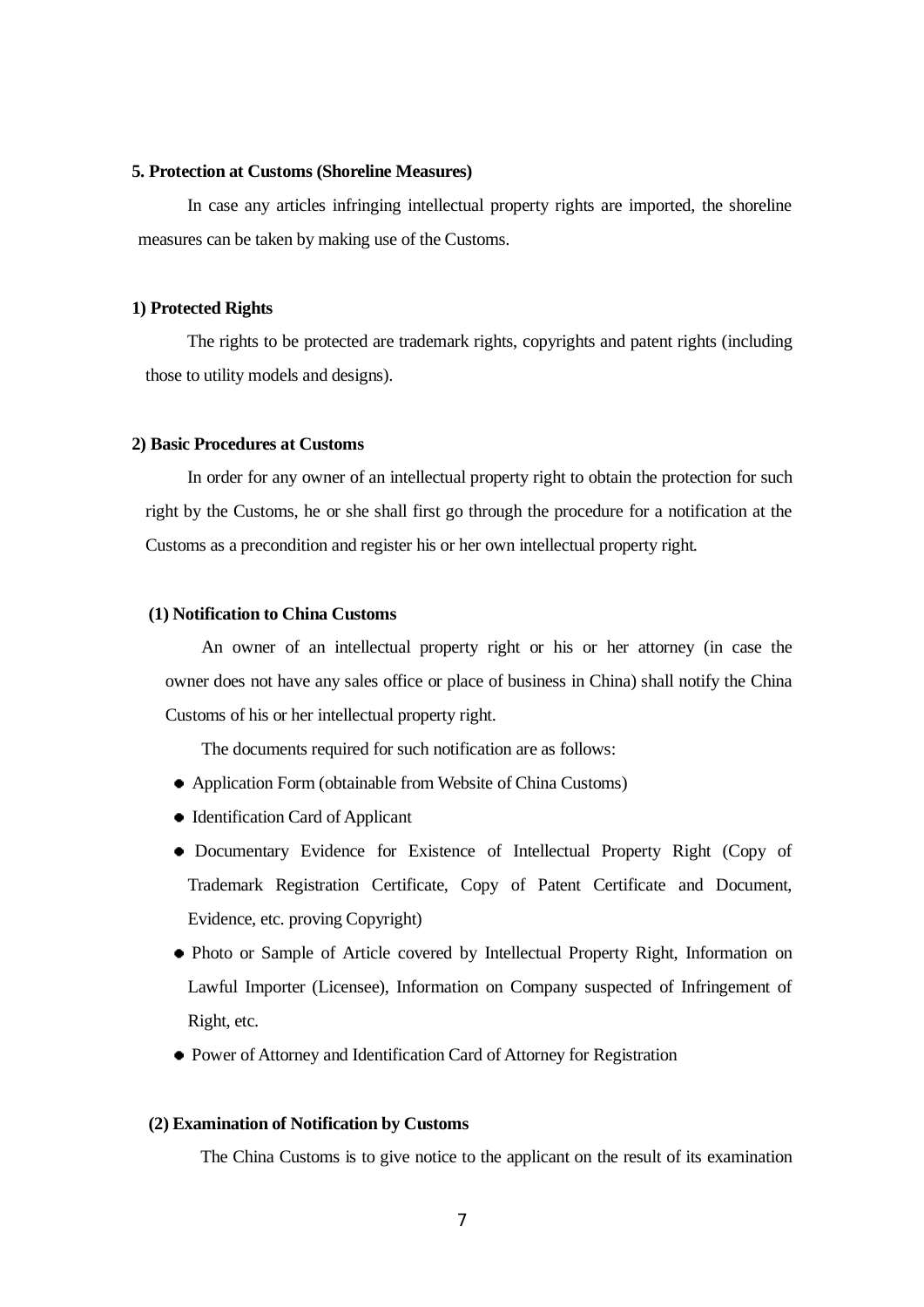### 5. Protection at Customs (Shoreline Measures)

In case any articles infringing intellectual property rights are imported, the shoreline measures can be taken by making use of the Customs.

#### 1) Protected Rights

The rights to be protected are trademark rights, copyrights and patent rights (including those to utility models and designs).

#### 2) Basic Procedures at Customs

In order for any owner of an intellectual property right to obtain the protection for such right by the Customs, he or she shall first go through the procedure for a notification at the Customs as a precondition and register his or her own intellectual property right.

#### (1) Notification to China Customs

An owner of an intellectual property right or his or her attorney (in case the owner does not have any sales office or place of business in China) shall notify the China Customs of his or her intellectual property right.

The documents required for such notification are as follows:

- Application Form (obtainable from Website of China Customs)
- Identification Card of Applicant
- Documentary Evidence for Existence of Intellectual Property Right (Copy of Trademark Registration Certificate, Copy of Patent Certificate and Document, Evidence, etc. proving Copyright)
- Photo or Sample of Article covered by Intellectual Property Right, Information on Lawful Importer (Licensee), Information on Company suspected of Infringement of Right, etc.
- Power of Attorney and Identification Card of Attorney for Registration

#### (2) Examination of Notification by Customs

The China Customs is to give notice to the applicant on the result of its examination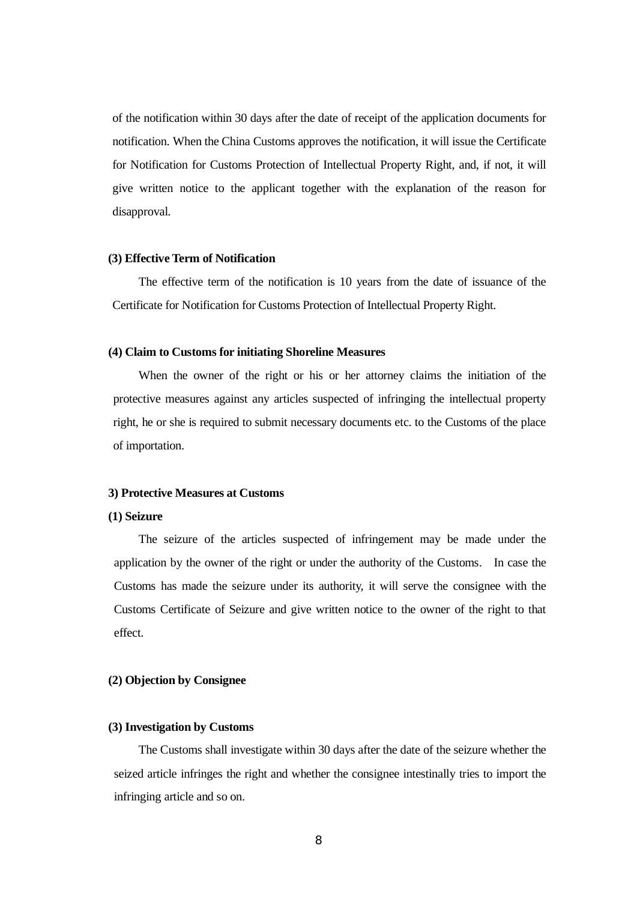of the notification within 30 days after the date of receipt of the application documents for notification. When the China Customs approves the notification, it will issue the Certificate for Notification for Customs Protection of Intellectual Property Right, and, if not, it will give written notice to the applicant together with the explanation of the reason for disapproval.

**(3) Effective Term of Notification**

The effective term of the notification is 10 years from the date of issuance of the Certificate for Notification for Customs Protection of Intellectual Property Right.

**(4) Claim to Customs for initiating Shoreline Measures**

When the owner of the right or his or her attorney claims the initiation of the protective measures against any articles suspected of infringing the intellectual property right, he or she is required to submit necessary documents etc. to the Customs of the place of importation.

**3) Protective Measures at Customs**

**(1) Seizure**

The seizure of the articles suspected of infringement may be made under the application by the owner of the right or under the authority of the Customs. In case the Customs has made the seizure under its authority, it will serve the consignee with the Customs Certificate of Seizure and give written notice to the owner of the right to that effect.

**(2) Objection by Consignee**

**(3) Investigation by Customs**

The Customs shall investigate within 30 days after the date of the seizure whether the seized article infringes the right and whether the consignee intestinally tries to import the infringing article and so on.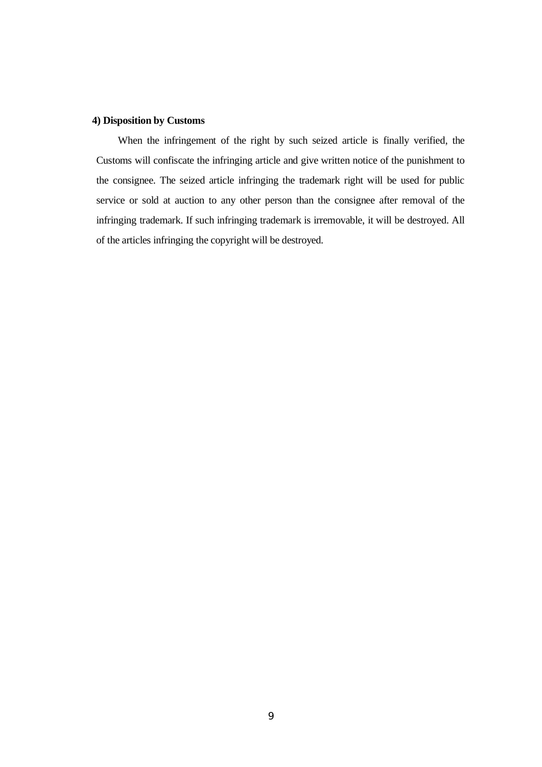**4) Disposition by Customs**

When the infringement of the right by such seized article is finally verified, the Customs will confiscate the infringing article and give written notice of the punishment to the consignee. The seized article infringing the trademark right will be used for public service or sold at auction to any other person than the consignee after removal of the infringing trademark. If such infringing trademark is irremovable, it will be destroyed. All of the articles infringing the copyright will be destroyed.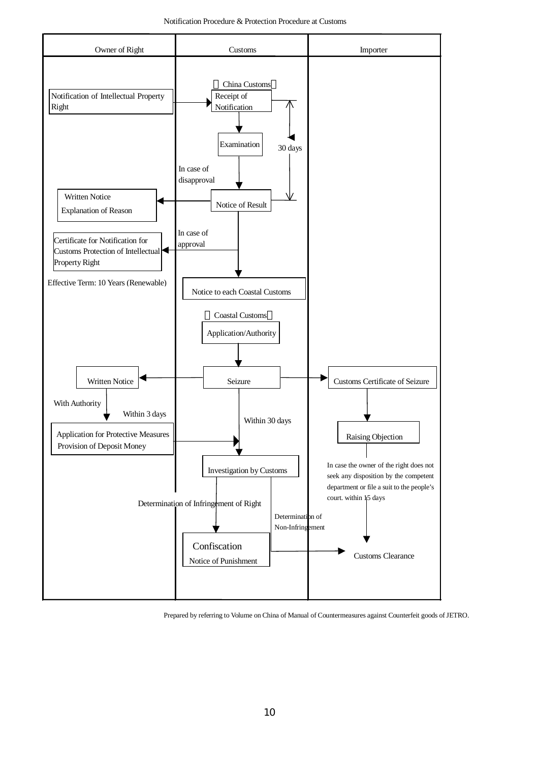Notification Procedure & Protection Procedure at Customs

| Owner of Right | Customs | Importer |
| --- | --- | --- |
| Notification of Intellectual Property Right → | 【China Customs】 Receipt of Notification ↓ Examination ↓ Notice of Result (30 days) | |
| Written Notice Explanation of Reason ← | In case of disapproval | |
| Certificate for Notification for Customs Protection of Intellectual Property Right ← Effective Term: 10 Years (Renewable) | In case of approval ↓ Notice to each Coastal Customs | |
| | 【Coastal Customs】 Application/Authority ↓ | |
| Written Notice ← | Seizure | → Customs Certificate of Seizure |
| With Authority ↓ Within 3 days Application for Protective Measures Provision of Deposit Money → | Within 30 days ↓ Investigation by Customs | ↓ Raising Objection In case the owner of the right does not seek any disposition by the competent department or file a suit to the people's court. within 15 days ↓ |
| | Determination of Infringement of Right ↓ Confiscation Notice of Punishment | Determination of Non-Infringement → Customs Clearance |

Prepared by referring to Volume on China of Manual of Countermeasures against Counterfeit goods of JETRO.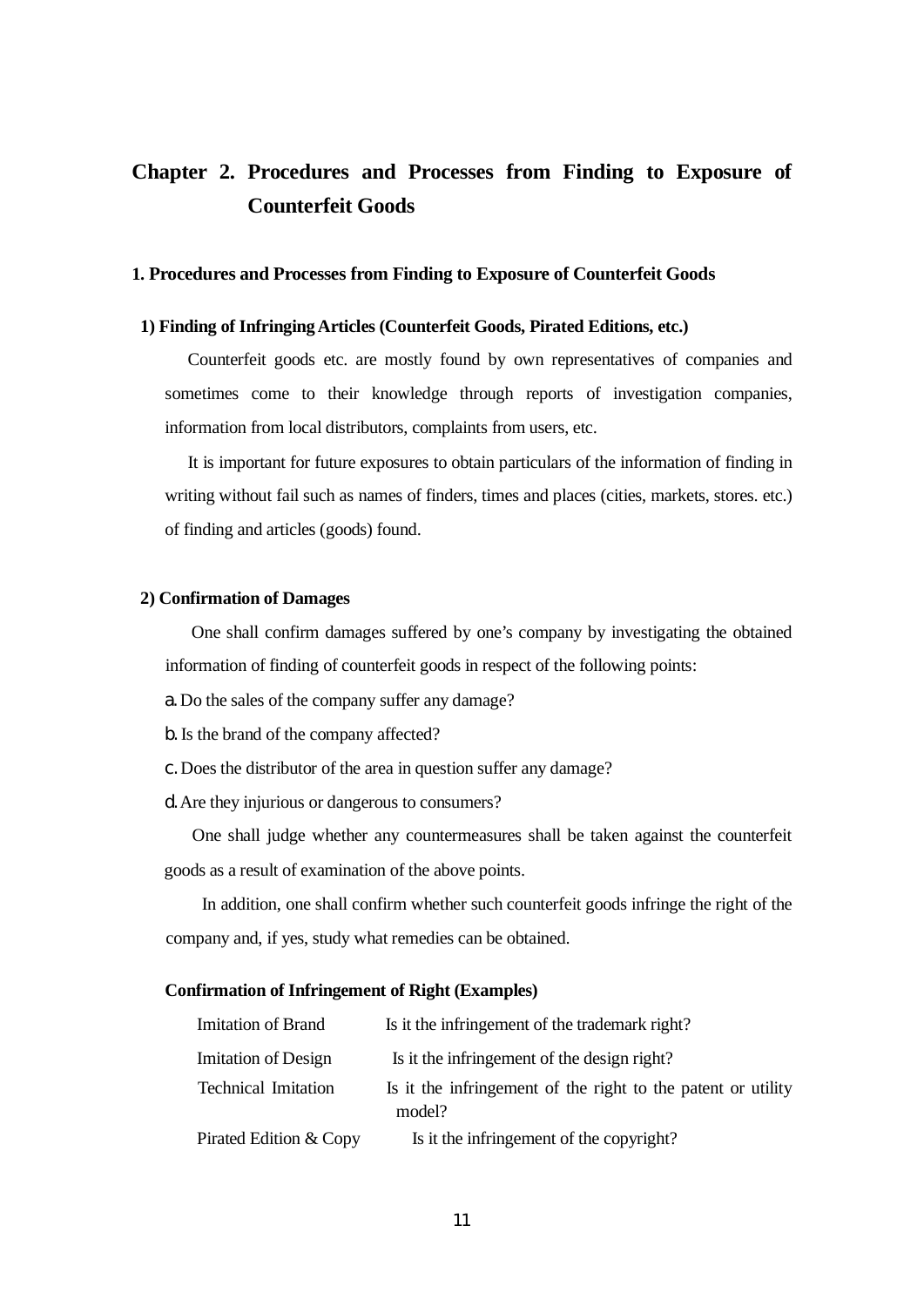# Chapter 2. Procedures and Processes from Finding to Exposure of Counterfeit Goods

## 1. Procedures and Processes from Finding to Exposure of Counterfeit Goods

### 1) Finding of Infringing Articles (Counterfeit Goods, Pirated Editions, etc.)

Counterfeit goods etc. are mostly found by own representatives of companies and sometimes come to their knowledge through reports of investigation companies, information from local distributors, complaints from users, etc.

It is important for future exposures to obtain particulars of the information of finding in writing without fail such as names of finders, times and places (cities, markets, stores. etc.) of finding and articles (goods) found.

### 2) Confirmation of Damages

One shall confirm damages suffered by one's company by investigating the obtained information of finding of counterfeit goods in respect of the following points:

a. Do the sales of the company suffer any damage?

b. Is the brand of the company affected?

c. Does the distributor of the area in question suffer any damage?

d. Are they injurious or dangerous to consumers?

One shall judge whether any countermeasures shall be taken against the counterfeit goods as a result of examination of the above points.

In addition, one shall confirm whether such counterfeit goods infringe the right of the company and, if yes, study what remedies can be obtained.

**Confirmation of Infringement of Right (Examples)**

| | |
|---|---|
| Imitation of Brand | Is it the infringement of the trademark right? |
| Imitation of Design | Is it the infringement of the design right? |
| Technical Imitation | Is it the infringement of the right to the patent or utility model? |
| Pirated Edition & Copy | Is it the infringement of the copyright? |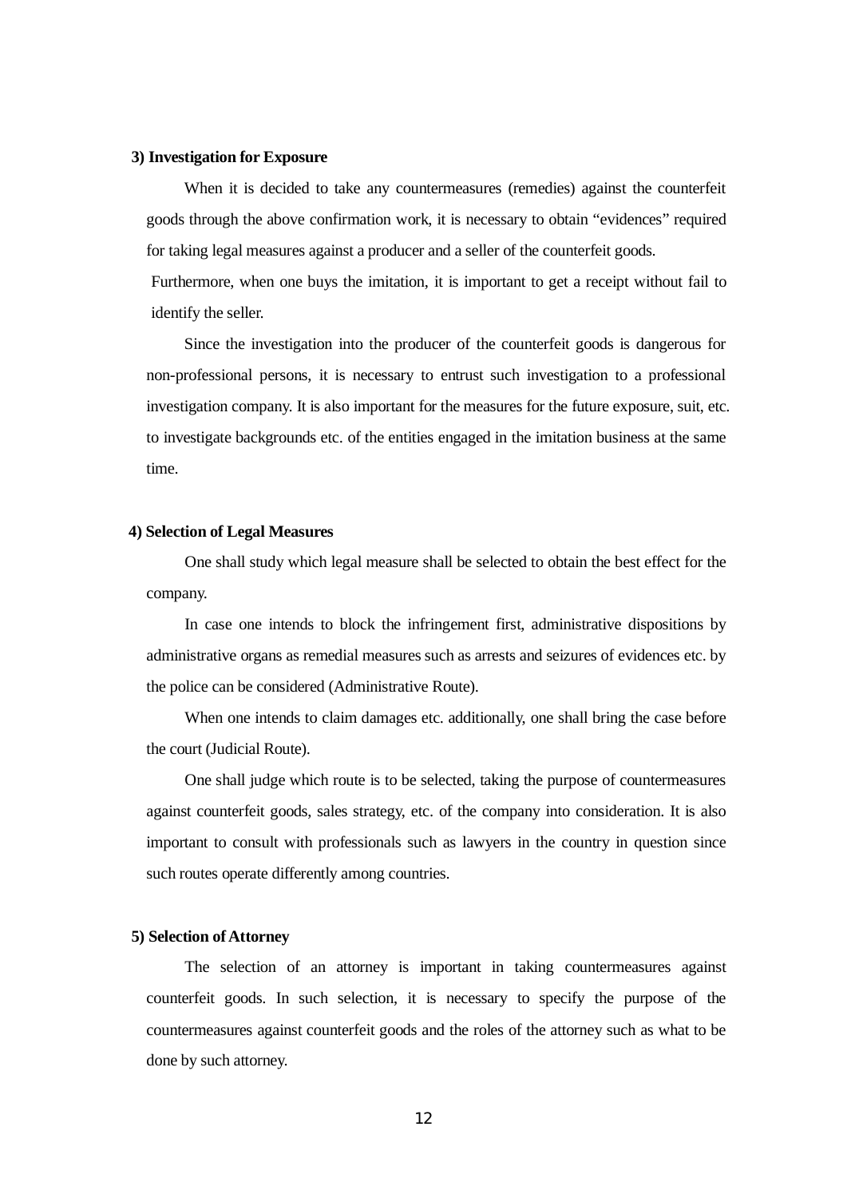### 3) Investigation for Exposure

When it is decided to take any countermeasures (remedies) against the counterfeit goods through the above confirmation work, it is necessary to obtain "evidences" required for taking legal measures against a producer and a seller of the counterfeit goods.

Furthermore, when one buys the imitation, it is important to get a receipt without fail to identify the seller.

Since the investigation into the producer of the counterfeit goods is dangerous for non-professional persons, it is necessary to entrust such investigation to a professional investigation company. It is also important for the measures for the future exposure, suit, etc. to investigate backgrounds etc. of the entities engaged in the imitation business at the same time.

### 4) Selection of Legal Measures

One shall study which legal measure shall be selected to obtain the best effect for the company.

In case one intends to block the infringement first, administrative dispositions by administrative organs as remedial measures such as arrests and seizures of evidences etc. by the police can be considered (Administrative Route).

When one intends to claim damages etc. additionally, one shall bring the case before the court (Judicial Route).

One shall judge which route is to be selected, taking the purpose of countermeasures against counterfeit goods, sales strategy, etc. of the company into consideration. It is also important to consult with professionals such as lawyers in the country in question since such routes operate differently among countries.

### 5) Selection of Attorney

The selection of an attorney is important in taking countermeasures against counterfeit goods. In such selection, it is necessary to specify the purpose of the countermeasures against counterfeit goods and the roles of the attorney such as what to be done by such attorney.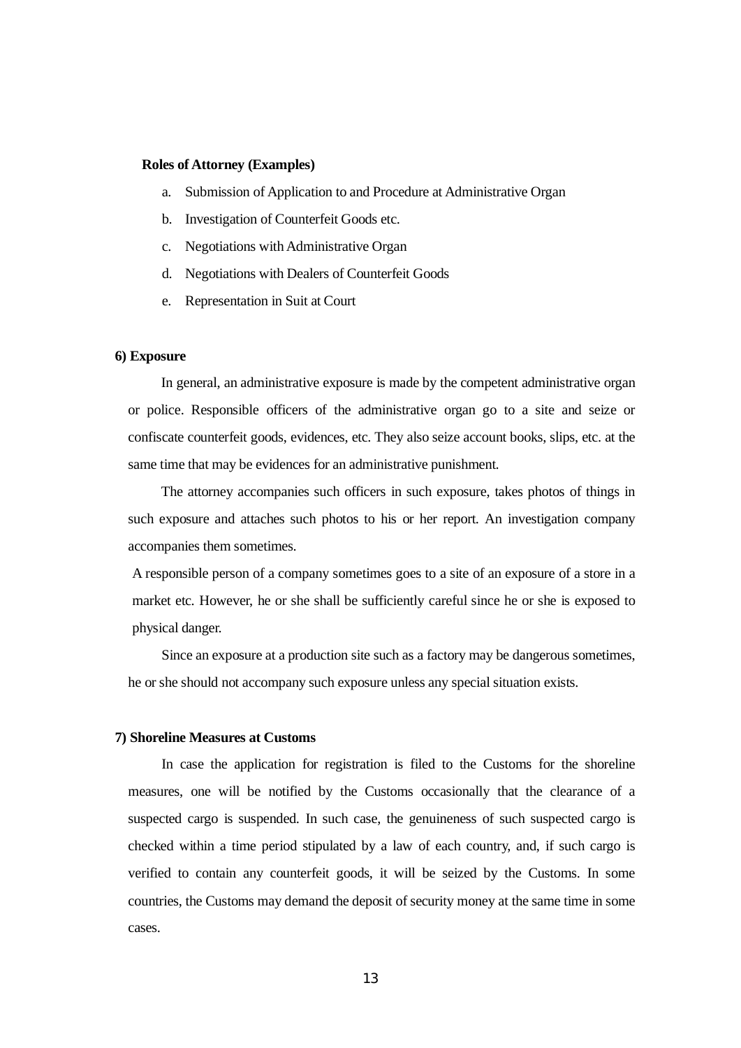**Roles of Attorney (Examples)**

a. Submission of Application to and Procedure at Administrative Organ
b. Investigation of Counterfeit Goods etc.
c. Negotiations with Administrative Organ
d. Negotiations with Dealers of Counterfeit Goods
e. Representation in Suit at Court

### 6) Exposure

In general, an administrative exposure is made by the competent administrative organ or police. Responsible officers of the administrative organ go to a site and seize or confiscate counterfeit goods, evidences, etc. They also seize account books, slips, etc. at the same time that may be evidences for an administrative punishment.

The attorney accompanies such officers in such exposure, takes photos of things in such exposure and attaches such photos to his or her report. An investigation company accompanies them sometimes.

A responsible person of a company sometimes goes to a site of an exposure of a store in a market etc. However, he or she shall be sufficiently careful since he or she is exposed to physical danger.

Since an exposure at a production site such as a factory may be dangerous sometimes, he or she should not accompany such exposure unless any special situation exists.

### 7) Shoreline Measures at Customs

In case the application for registration is filed to the Customs for the shoreline measures, one will be notified by the Customs occasionally that the clearance of a suspected cargo is suspended. In such case, the genuineness of such suspected cargo is checked within a time period stipulated by a law of each country, and, if such cargo is verified to contain any counterfeit goods, it will be seized by the Customs. In some countries, the Customs may demand the deposit of security money at the same time in some cases.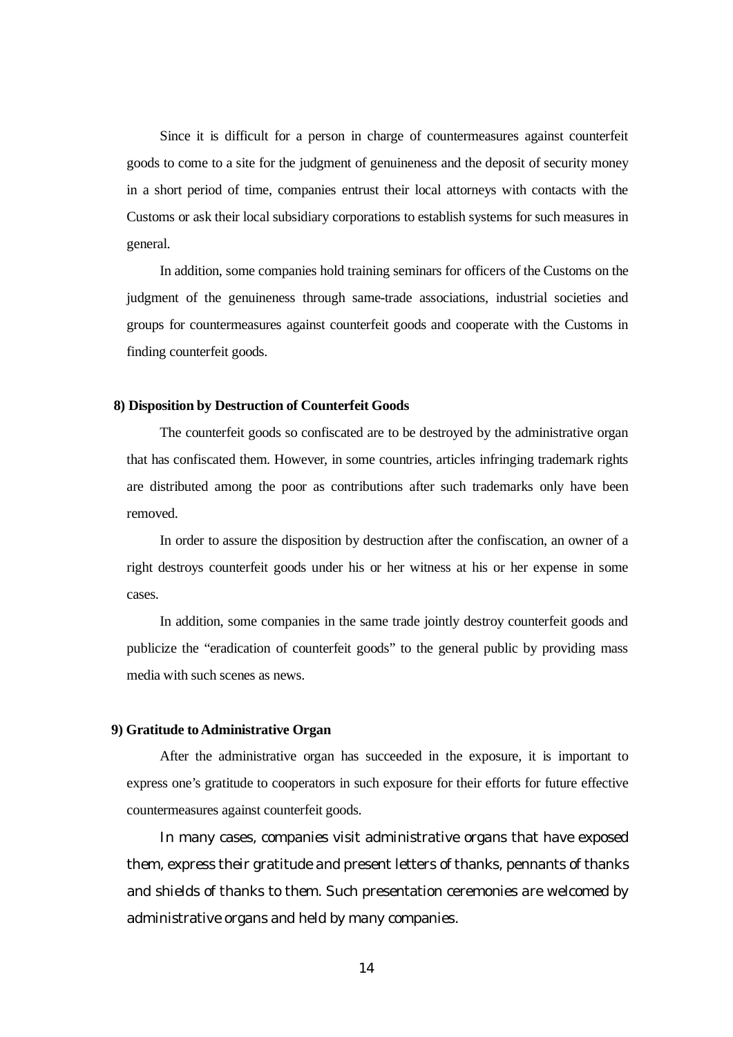Since it is difficult for a person in charge of countermeasures against counterfeit goods to come to a site for the judgment of genuineness and the deposit of security money in a short period of time, companies entrust their local attorneys with contacts with the Customs or ask their local subsidiary corporations to establish systems for such measures in general.

In addition, some companies hold training seminars for officers of the Customs on the judgment of the genuineness through same-trade associations, industrial societies and groups for countermeasures against counterfeit goods and cooperate with the Customs in finding counterfeit goods.

**8) Disposition by Destruction of Counterfeit Goods**

The counterfeit goods so confiscated are to be destroyed by the administrative organ that has confiscated them. However, in some countries, articles infringing trademark rights are distributed among the poor as contributions after such trademarks only have been removed.

In order to assure the disposition by destruction after the confiscation, an owner of a right destroys counterfeit goods under his or her witness at his or her expense in some cases.

In addition, some companies in the same trade jointly destroy counterfeit goods and publicize the "eradication of counterfeit goods" to the general public by providing mass media with such scenes as news.

**9) Gratitude to Administrative Organ**

After the administrative organ has succeeded in the exposure, it is important to express one's gratitude to cooperators in such exposure for their efforts for future effective countermeasures against counterfeit goods.

In many cases, companies visit administrative organs that have exposed them, express their gratitude and present letters of thanks, pennants of thanks and shields of thanks to them. Such presentation ceremonies are welcomed by administrative organs and held by many companies.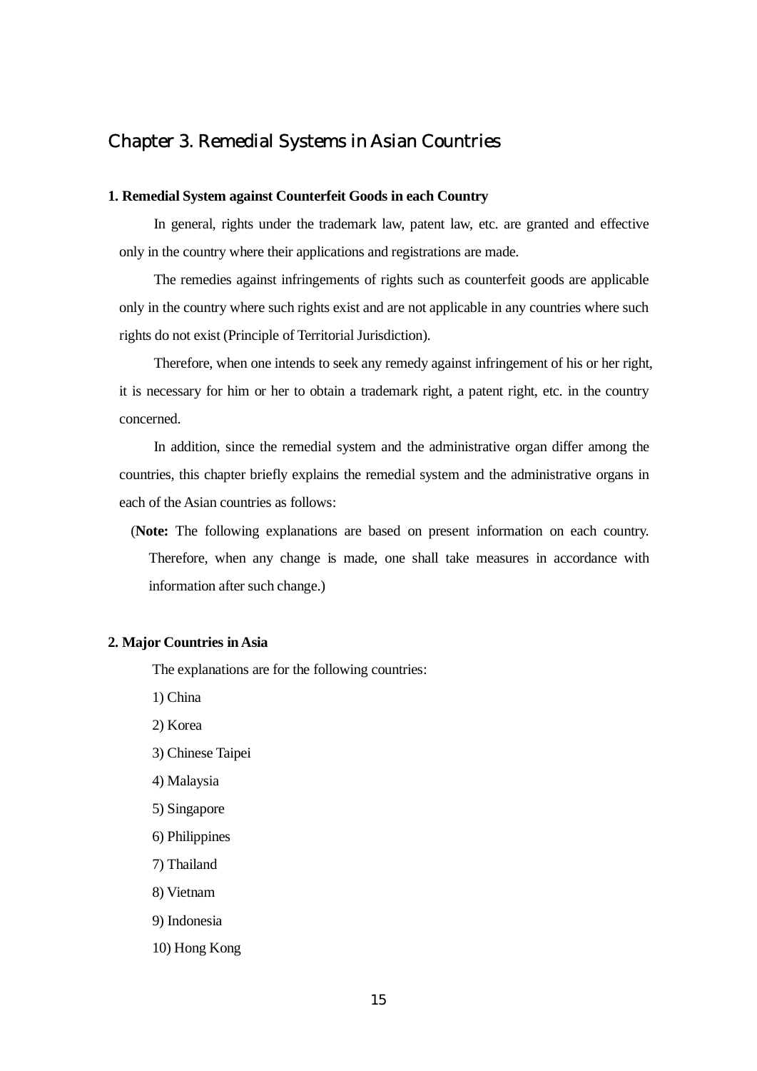# Chapter 3. Remedial Systems in Asian Countries

### 1. Remedial System against Counterfeit Goods in each Country

In general, rights under the trademark law, patent law, etc. are granted and effective only in the country where their applications and registrations are made.

The remedies against infringements of rights such as counterfeit goods are applicable only in the country where such rights exist and are not applicable in any countries where such rights do not exist (Principle of Territorial Jurisdiction).

Therefore, when one intends to seek any remedy against infringement of his or her right, it is necessary for him or her to obtain a trademark right, a patent right, etc. in the country concerned.

In addition, since the remedial system and the administrative organ differ among the countries, this chapter briefly explains the remedial system and the administrative organs in each of the Asian countries as follows:

(**Note:** The following explanations are based on present information on each country. Therefore, when any change is made, one shall take measures in accordance with information after such change.)

### 2. Major Countries in Asia

The explanations are for the following countries:

1) China

2) Korea

3) Chinese Taipei

4) Malaysia

5) Singapore

6) Philippines

7) Thailand

8) Vietnam

9) Indonesia

10) Hong Kong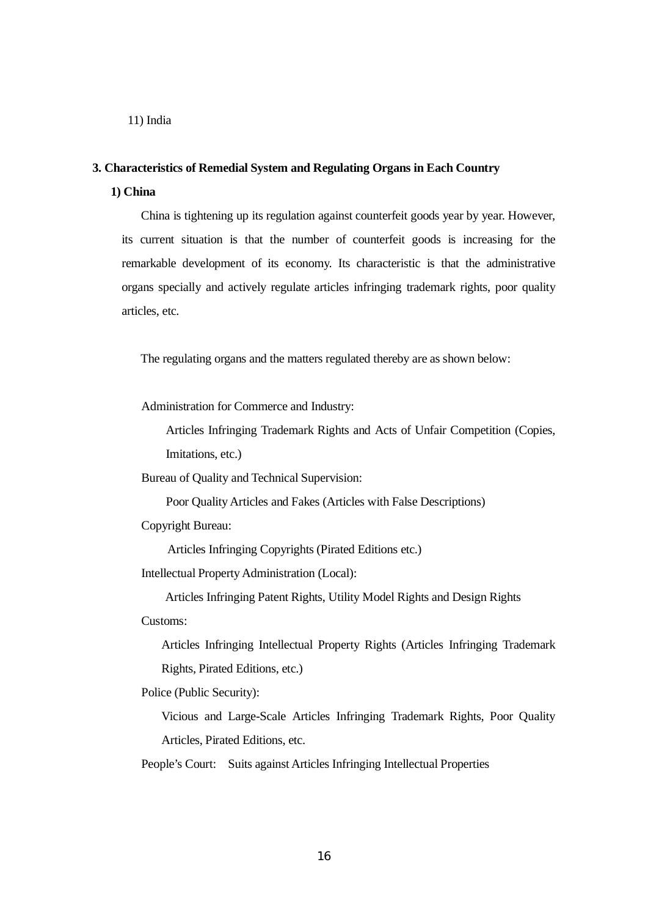11) India

## 3. Characteristics of Remedial System and Regulating Organs in Each Country

### 1) China

China is tightening up its regulation against counterfeit goods year by year. However, its current situation is that the number of counterfeit goods is increasing for the remarkable development of its economy. Its characteristic is that the administrative organs specially and actively regulate articles infringing trademark rights, poor quality articles, etc.

The regulating organs and the matters regulated thereby are as shown below:

Administration for Commerce and Industry:

Articles Infringing Trademark Rights and Acts of Unfair Competition (Copies, Imitations, etc.)

Bureau of Quality and Technical Supervision:

Poor Quality Articles and Fakes (Articles with False Descriptions)

Copyright Bureau:

Articles Infringing Copyrights (Pirated Editions etc.)

Intellectual Property Administration (Local):

Articles Infringing Patent Rights, Utility Model Rights and Design Rights

Customs:

Articles Infringing Intellectual Property Rights (Articles Infringing Trademark Rights, Pirated Editions, etc.)

Police (Public Security):

Vicious and Large-Scale Articles Infringing Trademark Rights, Poor Quality Articles, Pirated Editions, etc.

People's Court: Suits against Articles Infringing Intellectual Properties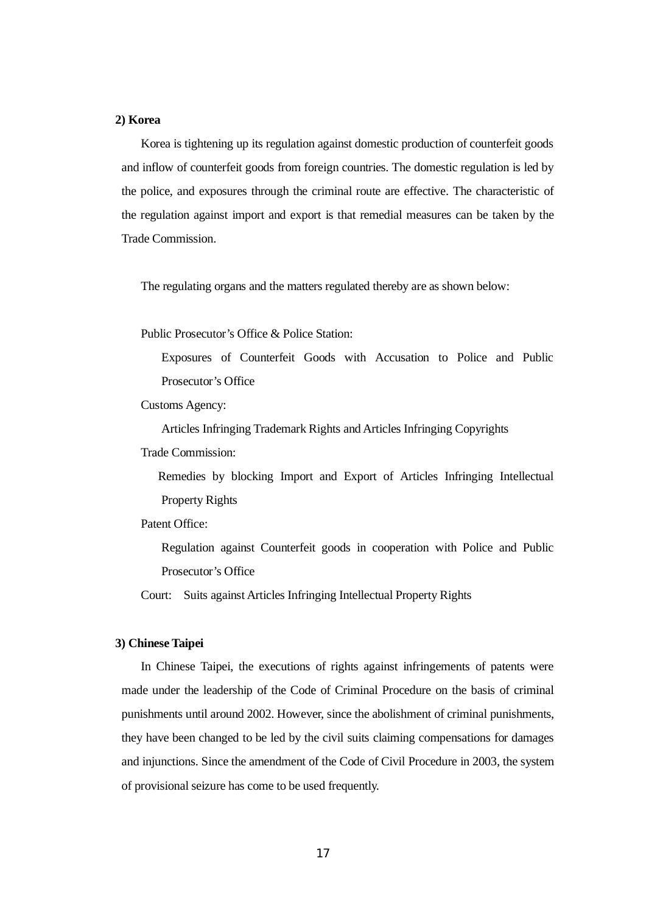**2) Korea**

Korea is tightening up its regulation against domestic production of counterfeit goods and inflow of counterfeit goods from foreign countries. The domestic regulation is led by the police, and exposures through the criminal route are effective. The characteristic of the regulation against import and export is that remedial measures can be taken by the Trade Commission.

The regulating organs and the matters regulated thereby are as shown below:

Public Prosecutor's Office & Police Station:

Exposures of Counterfeit Goods with Accusation to Police and Public Prosecutor's Office

Customs Agency:

Articles Infringing Trademark Rights and Articles Infringing Copyrights

Trade Commission:

Remedies by blocking Import and Export of Articles Infringing Intellectual Property Rights

Patent Office:

Regulation against Counterfeit goods in cooperation with Police and Public Prosecutor's Office

Court: Suits against Articles Infringing Intellectual Property Rights

**3) Chinese Taipei**

In Chinese Taipei, the executions of rights against infringements of patents were made under the leadership of the Code of Criminal Procedure on the basis of criminal punishments until around 2002. However, since the abolishment of criminal punishments, they have been changed to be led by the civil suits claiming compensations for damages and injunctions. Since the amendment of the Code of Civil Procedure in 2003, the system of provisional seizure has come to be used frequently.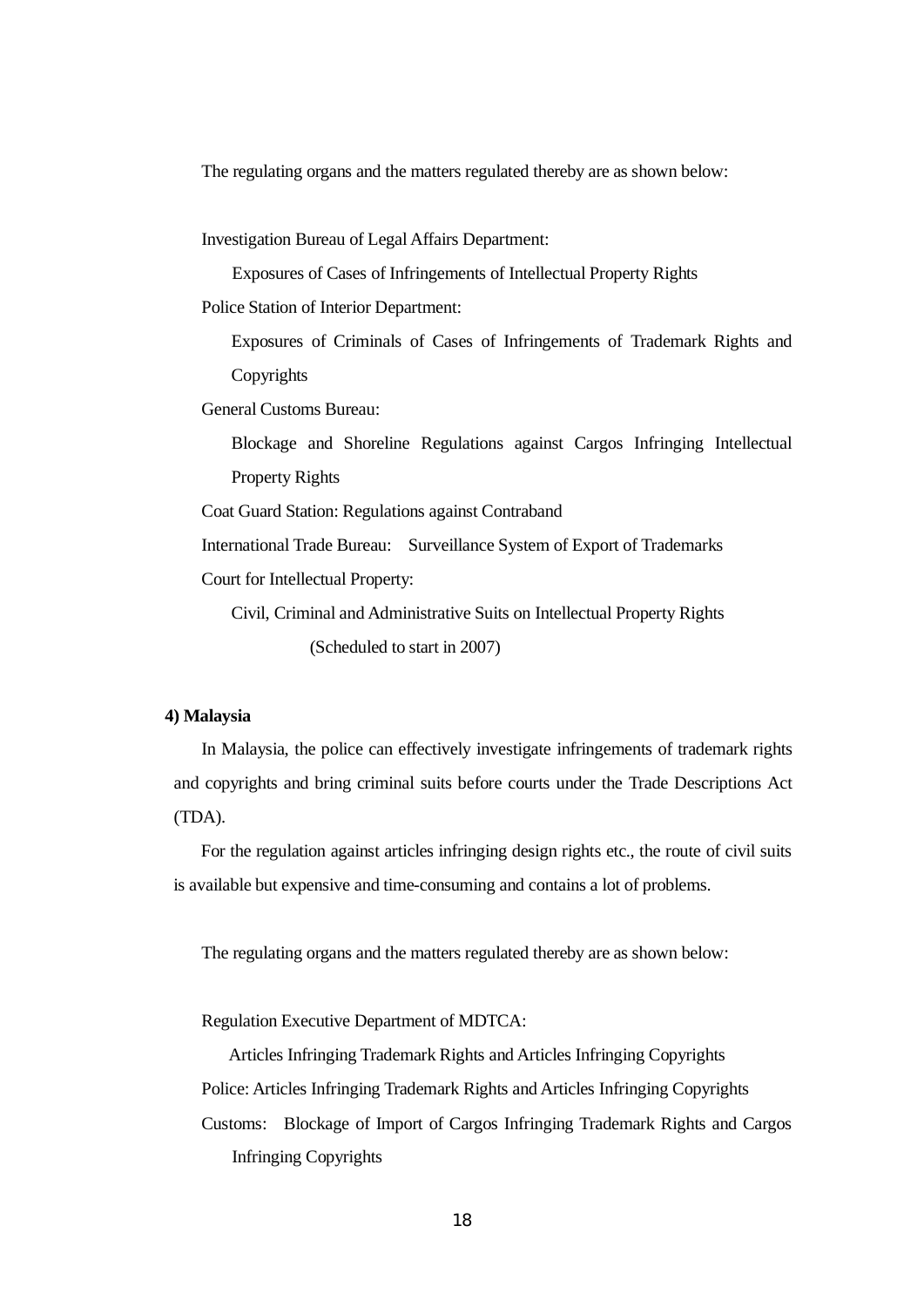The regulating organs and the matters regulated thereby are as shown below:

Investigation Bureau of Legal Affairs Department:

Exposures of Cases of Infringements of Intellectual Property Rights

Police Station of Interior Department:

Exposures of Criminals of Cases of Infringements of Trademark Rights and Copyrights

General Customs Bureau:

Blockage and Shoreline Regulations against Cargos Infringing Intellectual Property Rights

Coat Guard Station: Regulations against Contraband

International Trade Bureau: Surveillance System of Export of Trademarks

Court for Intellectual Property:

Civil, Criminal and Administrative Suits on Intellectual Property Rights

(Scheduled to start in 2007)

**4) Malaysia**

In Malaysia, the police can effectively investigate infringements of trademark rights and copyrights and bring criminal suits before courts under the Trade Descriptions Act (TDA).

For the regulation against articles infringing design rights etc., the route of civil suits is available but expensive and time-consuming and contains a lot of problems.

The regulating organs and the matters regulated thereby are as shown below:

Regulation Executive Department of MDTCA:

Articles Infringing Trademark Rights and Articles Infringing Copyrights

Police: Articles Infringing Trademark Rights and Articles Infringing Copyrights

Customs: Blockage of Import of Cargos Infringing Trademark Rights and Cargos Infringing Copyrights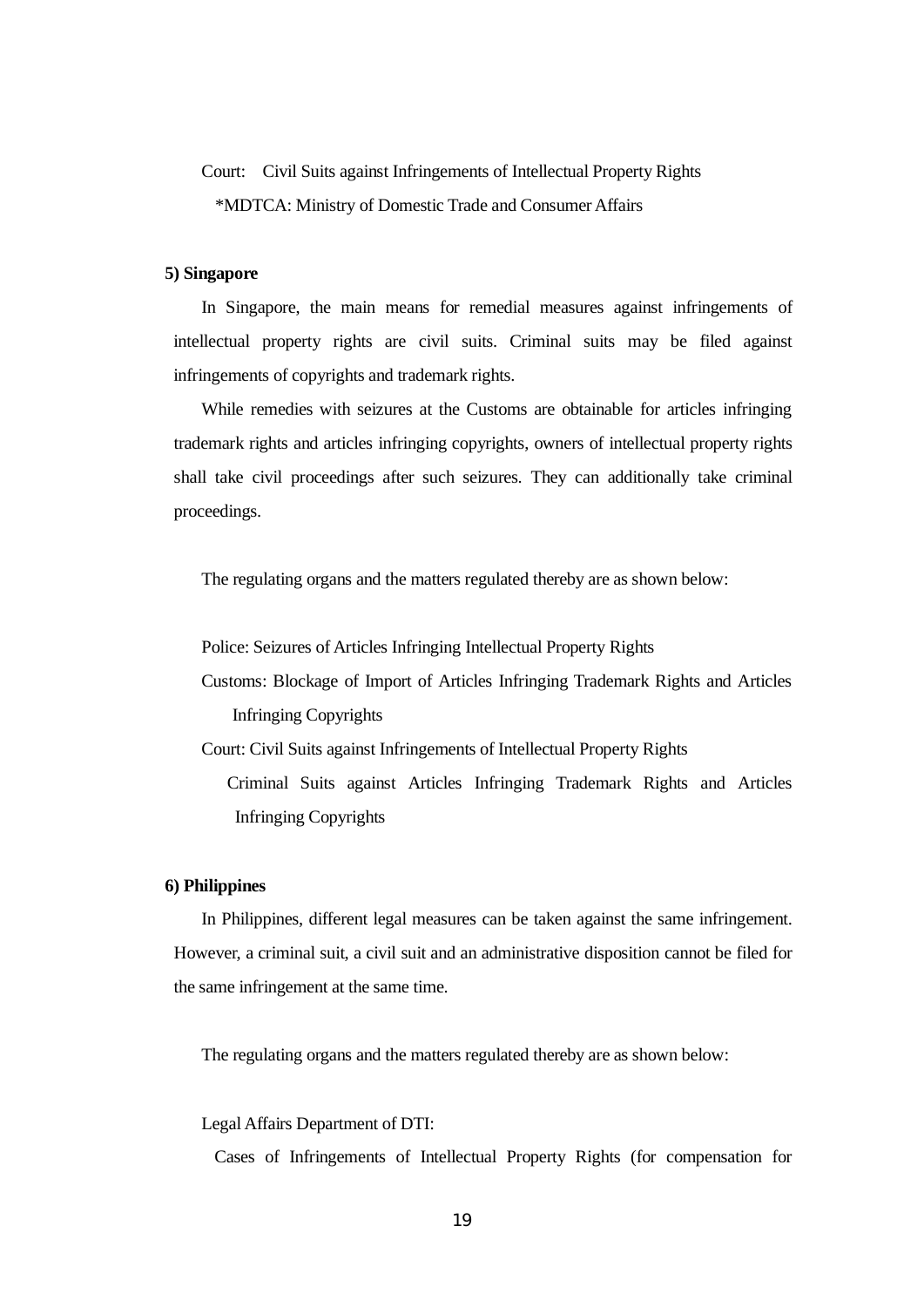Court: Civil Suits against Infringements of Intellectual Property Rights

*MDTCA: Ministry of Domestic Trade and Consumer Affairs

**5) Singapore**

In Singapore, the main means for remedial measures against infringements of intellectual property rights are civil suits. Criminal suits may be filed against infringements of copyrights and trademark rights.

While remedies with seizures at the Customs are obtainable for articles infringing trademark rights and articles infringing copyrights, owners of intellectual property rights shall take civil proceedings after such seizures. They can additionally take criminal proceedings.

The regulating organs and the matters regulated thereby are as shown below:

Police: Seizures of Articles Infringing Intellectual Property Rights

Customs: Blockage of Import of Articles Infringing Trademark Rights and Articles Infringing Copyrights

Court: Civil Suits against Infringements of Intellectual Property Rights

Criminal Suits against Articles Infringing Trademark Rights and Articles Infringing Copyrights

**6) Philippines**

In Philippines, different legal measures can be taken against the same infringement. However, a criminal suit, a civil suit and an administrative disposition cannot be filed for the same infringement at the same time.

The regulating organs and the matters regulated thereby are as shown below:

Legal Affairs Department of DTI:

Cases of Infringements of Intellectual Property Rights (for compensation for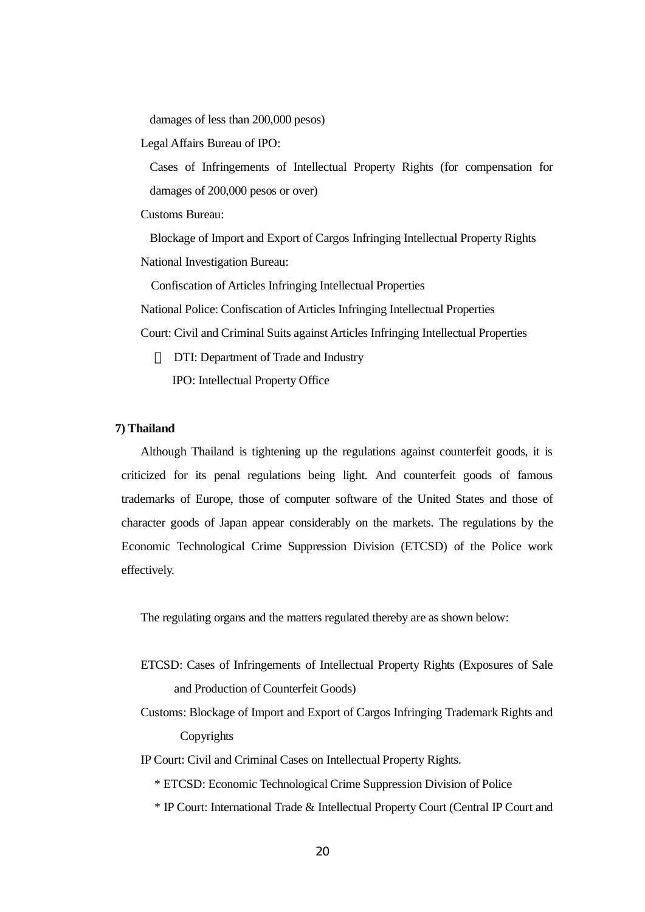damages of less than 200,000 pesos)

Legal Affairs Bureau of IPO:

Cases of Infringements of Intellectual Property Rights (for compensation for damages of 200,000 pesos or over)

Customs Bureau:

Blockage of Import and Export of Cargos Infringing Intellectual Property Rights

National Investigation Bureau:

Confiscation of Articles Infringing Intellectual Properties

National Police: Confiscation of Articles Infringing Intellectual Properties

Court: Civil and Criminal Suits against Articles Infringing Intellectual Properties

※ DTI: Department of Trade and Industry

IPO: Intellectual Property Office

**7) Thailand**

Although Thailand is tightening up the regulations against counterfeit goods, it is criticized for its penal regulations being light. And counterfeit goods of famous trademarks of Europe, those of computer software of the United States and those of character goods of Japan appear considerably on the markets. The regulations by the Economic Technological Crime Suppression Division (ETCSD) of the Police work effectively.

The regulating organs and the matters regulated thereby are as shown below:

ETCSD: Cases of Infringements of Intellectual Property Rights (Exposures of Sale and Production of Counterfeit Goods)

Customs: Blockage of Import and Export of Cargos Infringing Trademark Rights and Copyrights

IP Court: Civil and Criminal Cases on Intellectual Property Rights.

\* ETCSD: Economic Technological Crime Suppression Division of Police

\* IP Court: International Trade & Intellectual Property Court (Central IP Court and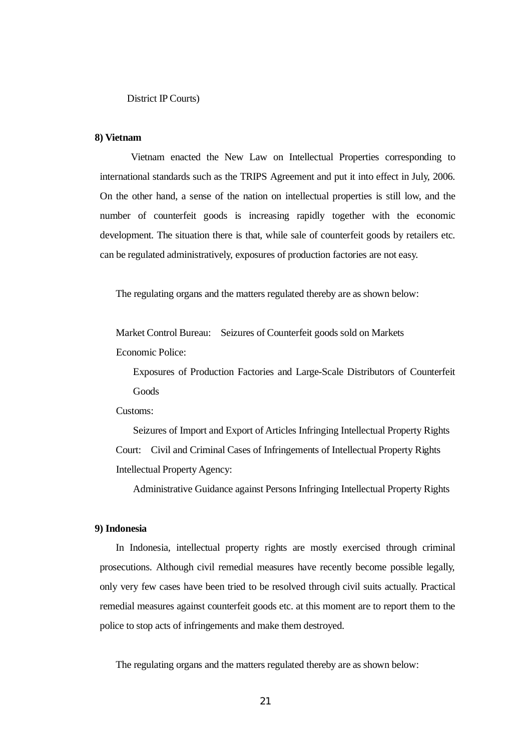District IP Courts)

**8) Vietnam**

Vietnam enacted the New Law on Intellectual Properties corresponding to international standards such as the TRIPS Agreement and put it into effect in July, 2006. On the other hand, a sense of the nation on intellectual properties is still low, and the number of counterfeit goods is increasing rapidly together with the economic development. The situation there is that, while sale of counterfeit goods by retailers etc. can be regulated administratively, exposures of production factories are not easy.

The regulating organs and the matters regulated thereby are as shown below:

Market Control Bureau: Seizures of Counterfeit goods sold on Markets

Economic Police:

Exposures of Production Factories and Large-Scale Distributors of Counterfeit Goods

Customs:

Seizures of Import and Export of Articles Infringing Intellectual Property Rights

Court: Civil and Criminal Cases of Infringements of Intellectual Property Rights

Intellectual Property Agency:

Administrative Guidance against Persons Infringing Intellectual Property Rights

**9) Indonesia**

In Indonesia, intellectual property rights are mostly exercised through criminal prosecutions. Although civil remedial measures have recently become possible legally, only very few cases have been tried to be resolved through civil suits actually. Practical remedial measures against counterfeit goods etc. at this moment are to report them to the police to stop acts of infringements and make them destroyed.

The regulating organs and the matters regulated thereby are as shown below: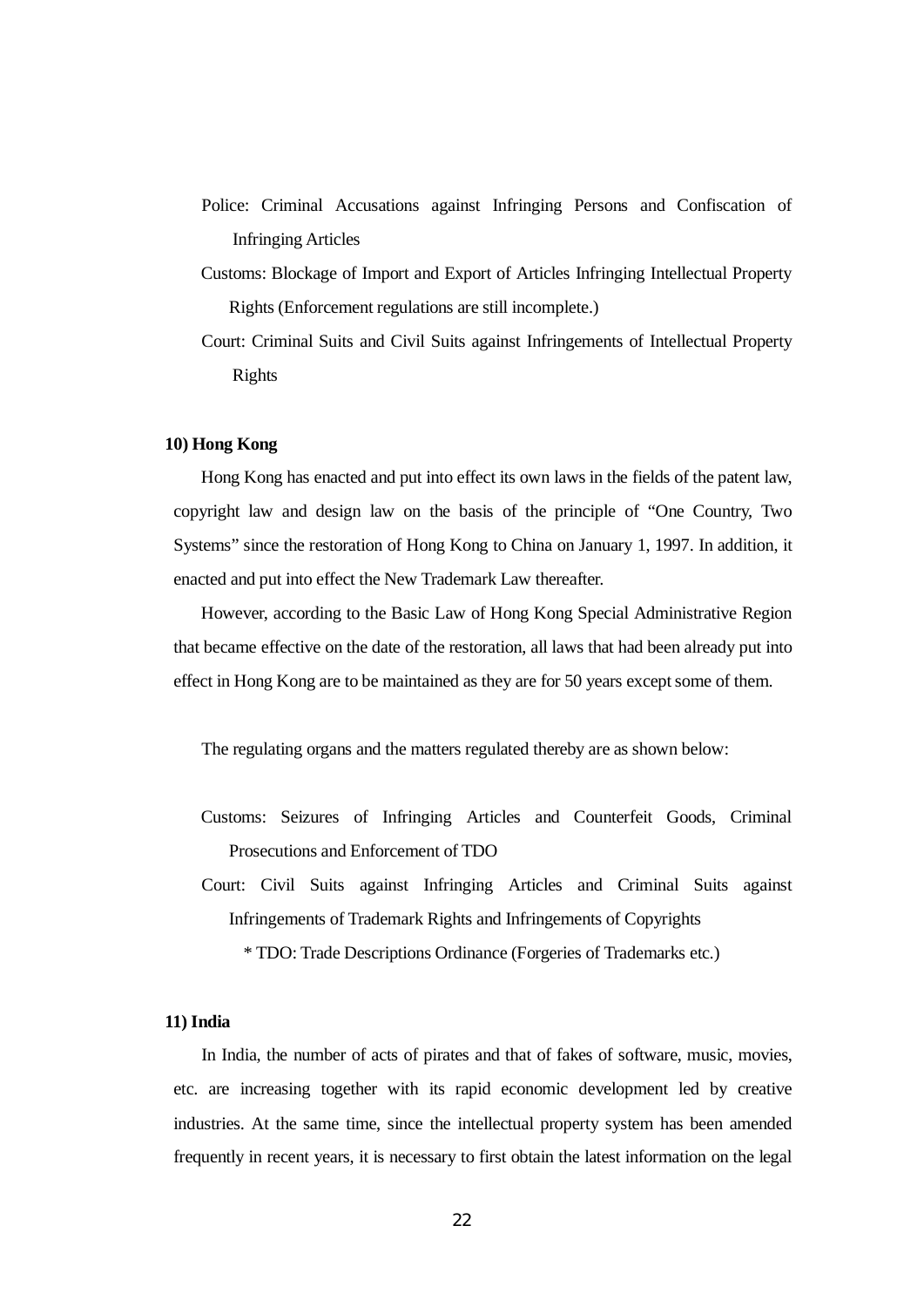Police: Criminal Accusations against Infringing Persons and Confiscation of Infringing Articles

Customs: Blockage of Import and Export of Articles Infringing Intellectual Property Rights (Enforcement regulations are still incomplete.)

Court: Criminal Suits and Civil Suits against Infringements of Intellectual Property Rights

**10) Hong Kong**

Hong Kong has enacted and put into effect its own laws in the fields of the patent law, copyright law and design law on the basis of the principle of “One Country, Two Systems” since the restoration of Hong Kong to China on January 1, 1997. In addition, it enacted and put into effect the New Trademark Law thereafter.

However, according to the Basic Law of Hong Kong Special Administrative Region that became effective on the date of the restoration, all laws that had been already put into effect in Hong Kong are to be maintained as they are for 50 years except some of them.

The regulating organs and the matters regulated thereby are as shown below:

Customs: Seizures of Infringing Articles and Counterfeit Goods, Criminal Prosecutions and Enforcement of TDO

Court: Civil Suits against Infringing Articles and Criminal Suits against Infringements of Trademark Rights and Infringements of Copyrights

\* TDO: Trade Descriptions Ordinance (Forgeries of Trademarks etc.)

**11) India**

In India, the number of acts of pirates and that of fakes of software, music, movies, etc. are increasing together with its rapid economic development led by creative industries. At the same time, since the intellectual property system has been amended frequently in recent years, it is necessary to first obtain the latest information on the legal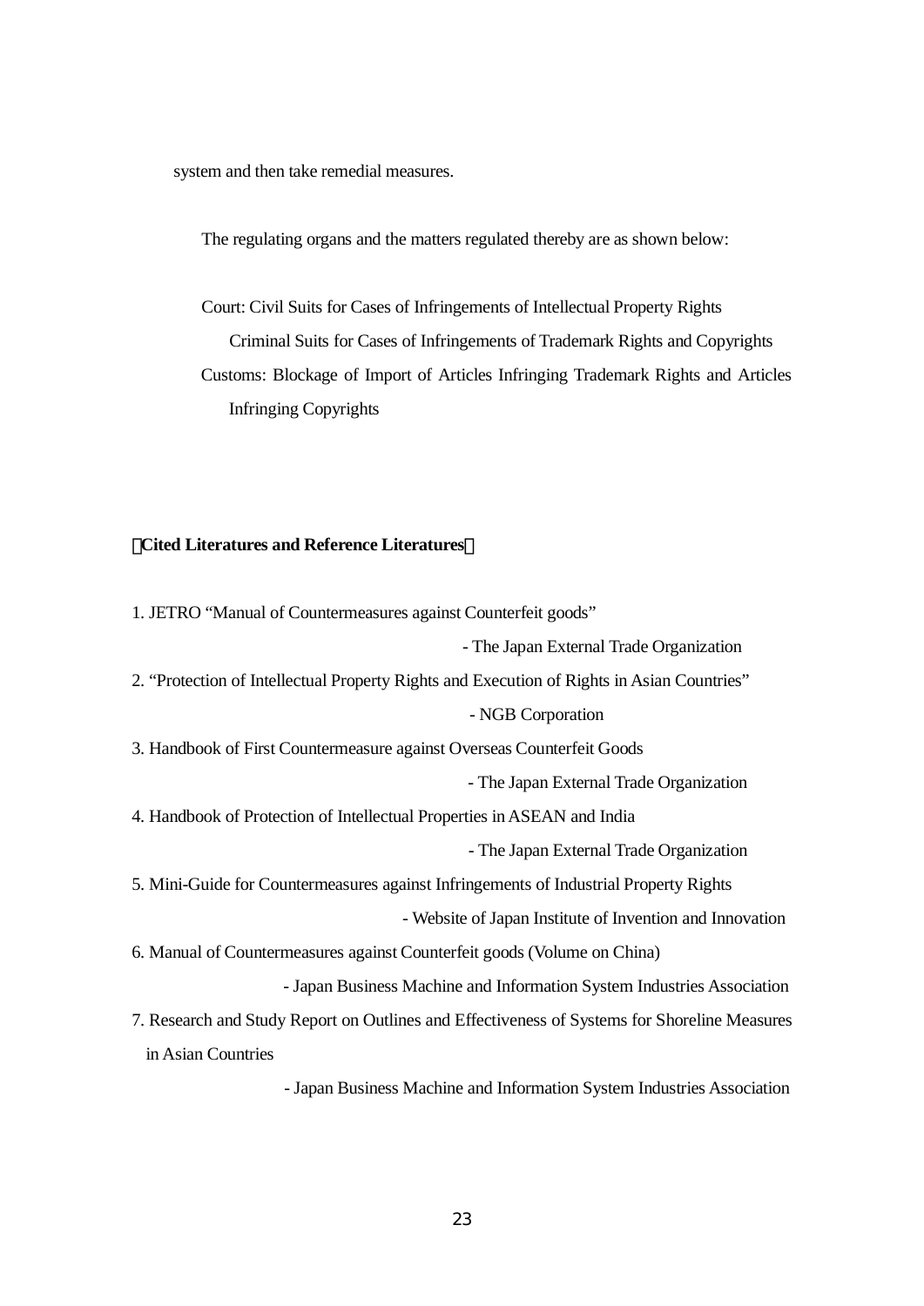system and then take remedial measures.

The regulating organs and the matters regulated thereby are as shown below:

Court: Civil Suits for Cases of Infringements of Intellectual Property Rights
Criminal Suits for Cases of Infringements of Trademark Rights and Copyrights
Customs: Blockage of Import of Articles Infringing Trademark Rights and Articles Infringing Copyrights

**Cited Literatures and Reference Literatures**

1. JETRO "Manual of Countermeasures against Counterfeit goods"
   - The Japan External Trade Organization
2. "Protection of Intellectual Property Rights and Execution of Rights in Asian Countries"
   - NGB Corporation
3. Handbook of First Countermeasure against Overseas Counterfeit Goods
   - The Japan External Trade Organization
4. Handbook of Protection of Intellectual Properties in ASEAN and India
   - The Japan External Trade Organization
5. Mini-Guide for Countermeasures against Infringements of Industrial Property Rights
   - Website of Japan Institute of Invention and Innovation
6. Manual of Countermeasures against Counterfeit goods (Volume on China)
   - Japan Business Machine and Information System Industries Association
7. Research and Study Report on Outlines and Effectiveness of Systems for Shoreline Measures in Asian Countries
   - Japan Business Machine and Information System Industries Association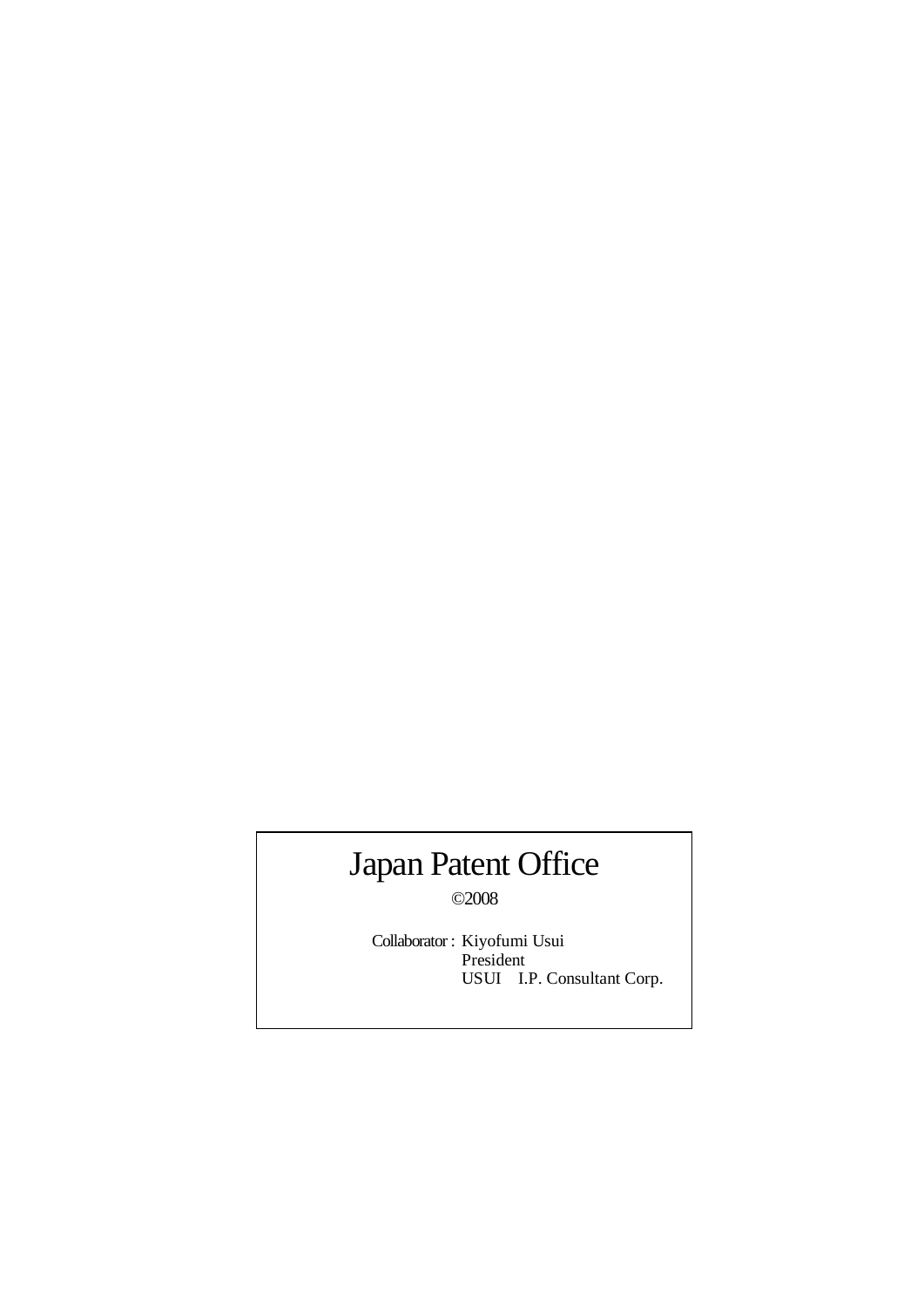# Japan Patent Office

©2008

Collaborator : Kiyofumi Usui
President
USUI　I.P. Consultant Corp.